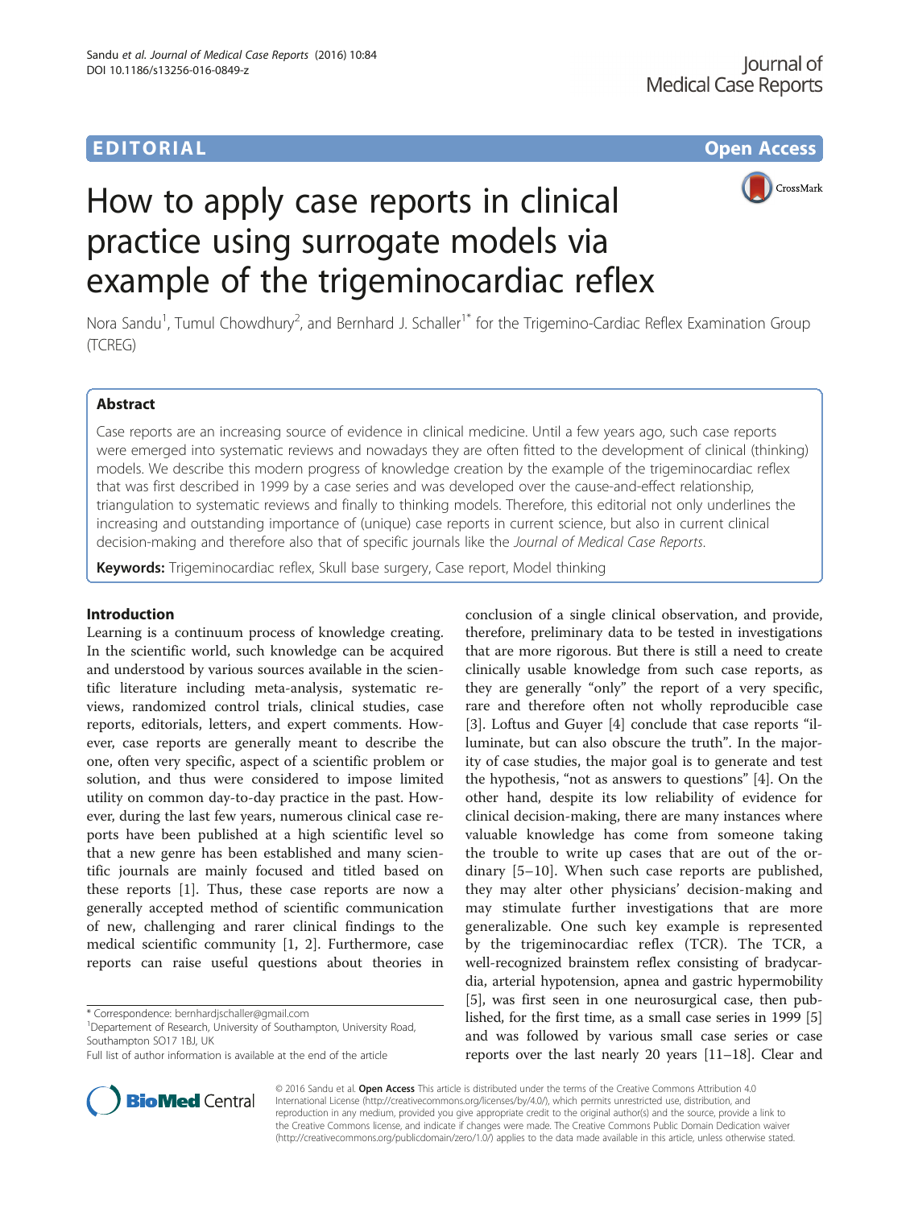EDITORIAL

Open Access

# How to apply case reports in clinical practice using surrogate models via example of the trigeminocardiac reflex

Nora Sandu[1], Tumul Chowdhury[2], and Bernhard J. Schaller[1*] for the Trigemino-Cardiac Reflex Examination Group (TCREG)

## Abstract

Case reports are an increasing source of evidence in clinical medicine. Until a few years ago, such case reports were emerged into systematic reviews and nowadays they are often fitted to the development of clinical (thinking) models. We describe this modern progress of knowledge creation by the example of the trigeminocardiac reflex that was first described in 1999 by a case series and was developed over the cause-and-effect relationship, triangulation to systematic reviews and finally to thinking models. Therefore, this editorial not only underlines the increasing and outstanding importance of (unique) case reports in current science, but also in current clinical decision-making and therefore also that of specific journals like the *Journal of Medical Case Reports*.

**Keywords:** Trigeminocardiac reflex, Skull base surgery, Case report, Model thinking

## Introduction

Learning is a continuum process of knowledge creating. In the scientific world, such knowledge can be acquired and understood by various sources available in the scientific literature including meta-analysis, systematic reviews, randomized control trials, clinical studies, case reports, editorials, letters, and expert comments. However, case reports are generally meant to describe the one, often very specific, aspect of a scientific problem or solution, and thus were considered to impose limited utility on common day-to-day practice in the past. However, during the last few years, numerous clinical case reports have been published at a high scientific level so that a new genre has been established and many scientific journals are mainly focused and titled based on these reports [1]. Thus, these case reports are now a generally accepted method of scientific communication of new, challenging and rarer clinical findings to the medical scientific community [1, 2]. Furthermore, case reports can raise useful questions about theories in conclusion of a single clinical observation, and provide, therefore, preliminary data to be tested in investigations that are more rigorous. But there is still a need to create clinically usable knowledge from such case reports, as they are generally "only" the report of a very specific, rare and therefore often not wholly reproducible case [3]. Loftus and Guyer [4] conclude that case reports "illuminate, but can also obscure the truth". In the majority of case studies, the major goal is to generate and test the hypothesis, "not as answers to questions" [4]. On the other hand, despite its low reliability of evidence for clinical decision-making, there are many instances where valuable knowledge has come from someone taking the trouble to write up cases that are out of the ordinary [5–10]. When such case reports are published, they may alter other physicians' decision-making and may stimulate further investigations that are more generalizable. One such key example is represented by the trigeminocardiac reflex (TCR). The TCR, a well-recognized brainstem reflex consisting of bradycardia, arterial hypotension, apnea and gastric hypermobility [5], was first seen in one neurosurgical case, then published, for the first time, as a small case series in 1999 [5] and was followed by various small case series or case reports over the last nearly 20 years [11–18]. Clear and

\* Correspondence: bernhardjschaller@gmail.com
[1]Departement of Research, University of Southampton, University Road, Southampton SO17 1BJ, UK
Full list of author information is available at the end of the article

© 2016 Sandu et al. **Open Access** This article is distributed under the terms of the Creative Commons Attribution 4.0 International License (http://creativecommons.org/licenses/by/4.0/), which permits unrestricted use, distribution, and reproduction in any medium, provided you give appropriate credit to the original author(s) and the source, provide a link to the Creative Commons license, and indicate if changes were made. The Creative Commons Public Domain Dedication waiver (http://creativecommons.org/publicdomain/zero/1.0/) applies to the data made available in this article, unless otherwise stated.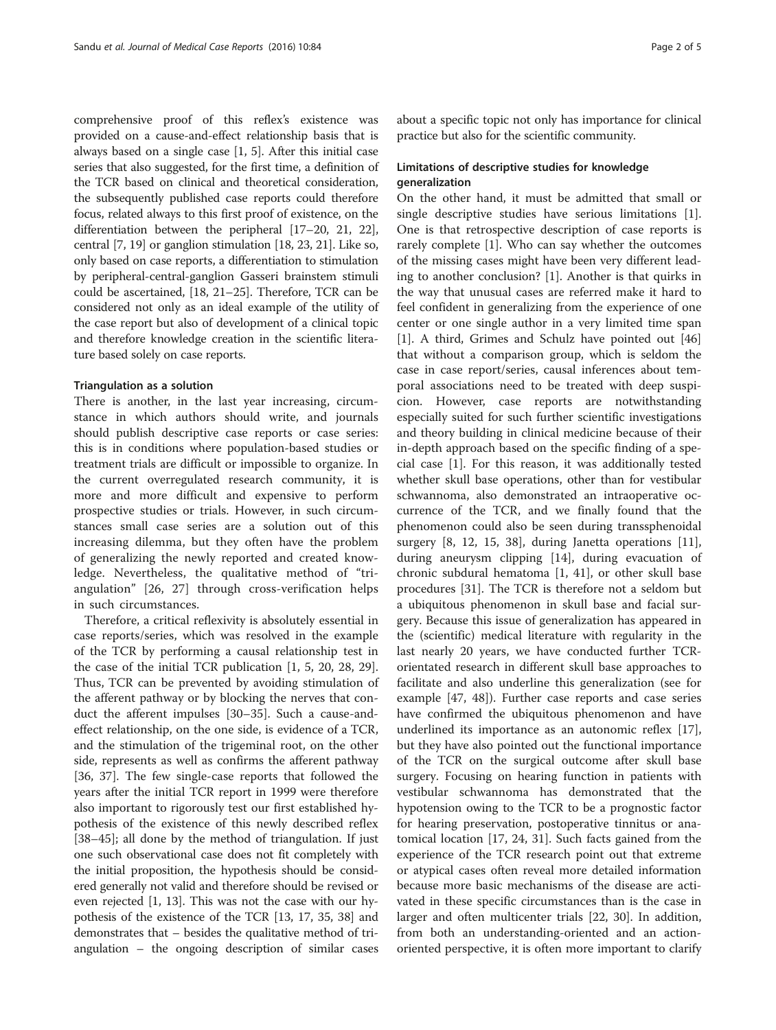comprehensive proof of this reflex's existence was provided on a cause-and-effect relationship basis that is always based on a single case [1, 5]. After this initial case series that also suggested, for the first time, a definition of the TCR based on clinical and theoretical consideration, the subsequently published case reports could therefore focus, related always to this first proof of existence, on the differentiation between the peripheral [17–20, 21, 22], central [7, 19] or ganglion stimulation [18, 23, 21]. Like so, only based on case reports, a differentiation to stimulation by peripheral-central-ganglion Gasseri brainstem stimuli could be ascertained, [18, 21–25]. Therefore, TCR can be considered not only as an ideal example of the utility of the case report but also of development of a clinical topic and therefore knowledge creation in the scientific literature based solely on case reports.

#### Triangulation as a solution

There is another, in the last year increasing, circumstance in which authors should write, and journals should publish descriptive case reports or case series: this is in conditions where population-based studies or treatment trials are difficult or impossible to organize. In the current overregulated research community, it is more and more difficult and expensive to perform prospective studies or trials. However, in such circumstances small case series are a solution out of this increasing dilemma, but they often have the problem of generalizing the newly reported and created knowledge. Nevertheless, the qualitative method of "triangulation" [26, 27] through cross-verification helps in such circumstances.

Therefore, a critical reflexivity is absolutely essential in case reports/series, which was resolved in the example of the TCR by performing a causal relationship test in the case of the initial TCR publication [1, 5, 20, 28, 29]. Thus, TCR can be prevented by avoiding stimulation of the afferent pathway or by blocking the nerves that conduct the afferent impulses [30–35]. Such a cause-and-effect relationship, on the one side, is evidence of a TCR, and the stimulation of the trigeminal root, on the other side, represents as well as confirms the afferent pathway [36, 37]. The few single-case reports that followed the years after the initial TCR report in 1999 were therefore also important to rigorously test our first established hypothesis of the existence of this newly described reflex [38–45]; all done by the method of triangulation. If just one such observational case does not fit completely with the initial proposition, the hypothesis should be considered generally not valid and therefore should be revised or even rejected [1, 13]. This was not the case with our hypothesis of the existence of the TCR [13, 17, 35, 38] and demonstrates that – besides the qualitative method of triangulation – the ongoing description of similar cases about a specific topic not only has importance for clinical practice but also for the scientific community.

#### Limitations of descriptive studies for knowledge generalization

On the other hand, it must be admitted that small or single descriptive studies have serious limitations [1]. One is that retrospective description of case reports is rarely complete [1]. Who can say whether the outcomes of the missing cases might have been very different leading to another conclusion? [1]. Another is that quirks in the way that unusual cases are referred make it hard to feel confident in generalizing from the experience of one center or one single author in a very limited time span [1]. A third, Grimes and Schulz have pointed out [46] that without a comparison group, which is seldom the case in case report/series, causal inferences about temporal associations need to be treated with deep suspicion. However, case reports are notwithstanding especially suited for such further scientific investigations and theory building in clinical medicine because of their in-depth approach based on the specific finding of a special case [1]. For this reason, it was additionally tested whether skull base operations, other than for vestibular schwannoma, also demonstrated an intraoperative occurrence of the TCR, and we finally found that the phenomenon could also be seen during transsphenoidal surgery [8, 12, 15, 38], during Janetta operations [11], during aneurysm clipping [14], during evacuation of chronic subdural hematoma [1, 41], or other skull base procedures [31]. The TCR is therefore not a seldom but a ubiquitous phenomenon in skull base and facial surgery. Because this issue of generalization has appeared in the (scientific) medical literature with regularity in the last nearly 20 years, we have conducted further TCR-orientated research in different skull base approaches to facilitate and also underline this generalization (see for example [47, 48]). Further case reports and case series have confirmed the ubiquitous phenomenon and have underlined its importance as an autonomic reflex [17], but they have also pointed out the functional importance of the TCR on the surgical outcome after skull base surgery. Focusing on hearing function in patients with vestibular schwannoma has demonstrated that the hypotension owing to the TCR to be a prognostic factor for hearing preservation, postoperative tinnitus or anatomical location [17, 24, 31]. Such facts gained from the experience of the TCR research point out that extreme or atypical cases often reveal more detailed information because more basic mechanisms of the disease are activated in these specific circumstances than is the case in larger and often multicenter trials [22, 30]. In addition, from both an understanding-oriented and an action-oriented perspective, it is often more important to clarify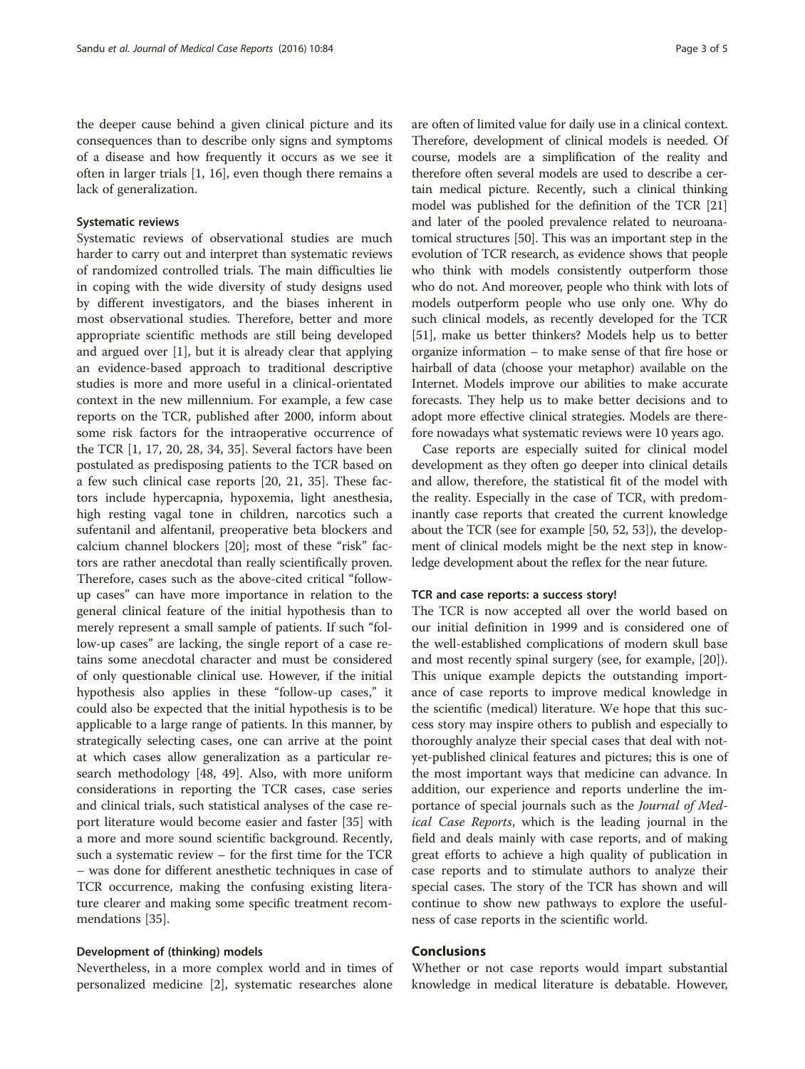the deeper cause behind a given clinical picture and its consequences than to describe only signs and symptoms of a disease and how frequently it occurs as we see it often in larger trials [1, 16], even though there remains a lack of generalization.

### Systematic reviews

Systematic reviews of observational studies are much harder to carry out and interpret than systematic reviews of randomized controlled trials. The main difficulties lie in coping with the wide diversity of study designs used by different investigators, and the biases inherent in most observational studies. Therefore, better and more appropriate scientific methods are still being developed and argued over [1], but it is already clear that applying an evidence-based approach to traditional descriptive studies is more and more useful in a clinical-orientated context in the new millennium. For example, a few case reports on the TCR, published after 2000, inform about some risk factors for the intraoperative occurrence of the TCR [1, 17, 20, 28, 34, 35]. Several factors have been postulated as predisposing patients to the TCR based on a few such clinical case reports [20, 21, 35]. These factors include hypercapnia, hypoxemia, light anesthesia, high resting vagal tone in children, narcotics such a sufentanil and alfentanil, preoperative beta blockers and calcium channel blockers [20]; most of these "risk" factors are rather anecdotal than really scientifically proven. Therefore, cases such as the above-cited critical "follow-up cases" can have more importance in relation to the general clinical feature of the initial hypothesis than to merely represent a small sample of patients. If such "follow-up cases" are lacking, the single report of a case retains some anecdotal character and must be considered of only questionable clinical use. However, if the initial hypothesis also applies in these "follow-up cases," it could also be expected that the initial hypothesis is to be applicable to a large range of patients. In this manner, by strategically selecting cases, one can arrive at the point at which cases allow generalization as a particular research methodology [48, 49]. Also, with more uniform considerations in reporting the TCR cases, case series and clinical trials, such statistical analyses of the case report literature would become easier and faster [35] with a more and more sound scientific background. Recently, such a systematic review – for the first time for the TCR – was done for different anesthetic techniques in case of TCR occurrence, making the confusing existing literature clearer and making some specific treatment recommendations [35].

### Development of (thinking) models

Nevertheless, in a more complex world and in times of personalized medicine [2], systematic researches alone are often of limited value for daily use in a clinical context. Therefore, development of clinical models is needed. Of course, models are a simplification of the reality and therefore often several models are used to describe a certain medical picture. Recently, such a clinical thinking model was published for the definition of the TCR [21] and later of the pooled prevalence related to neuroanatomical structures [50]. This was an important step in the evolution of TCR research, as evidence shows that people who think with models consistently outperform those who do not. And moreover, people who think with lots of models outperform people who use only one. Why do such clinical models, as recently developed for the TCR [51], make us better thinkers? Models help us to better organize information – to make sense of that fire hose or hairball of data (choose your metaphor) available on the Internet. Models improve our abilities to make accurate forecasts. They help us to make better decisions and to adopt more effective clinical strategies. Models are therefore nowadays what systematic reviews were 10 years ago.

Case reports are especially suited for clinical model development as they often go deeper into clinical details and allow, therefore, the statistical fit of the model with the reality. Especially in the case of TCR, with predominantly case reports that created the current knowledge about the TCR (see for example [50, 52, 53]), the development of clinical models might be the next step in knowledge development about the reflex for the near future.

### TCR and case reports: a success story!

The TCR is now accepted all over the world based on our initial definition in 1999 and is considered one of the well-established complications of modern skull base and most recently spinal surgery (see, for example, [20]). This unique example depicts the outstanding importance of case reports to improve medical knowledge in the scientific (medical) literature. We hope that this success story may inspire others to publish and especially to thoroughly analyze their special cases that deal with not-yet-published clinical features and pictures; this is one of the most important ways that medicine can advance. In addition, our experience and reports underline the importance of special journals such as the *Journal of Medical Case Reports*, which is the leading journal in the field and deals mainly with case reports, and of making great efforts to achieve a high quality of publication in case reports and to stimulate authors to analyze their special cases. The story of the TCR has shown and will continue to show new pathways to explore the usefulness of case reports in the scientific world.

## Conclusions

Whether or not case reports would impart substantial knowledge in medical literature is debatable. However,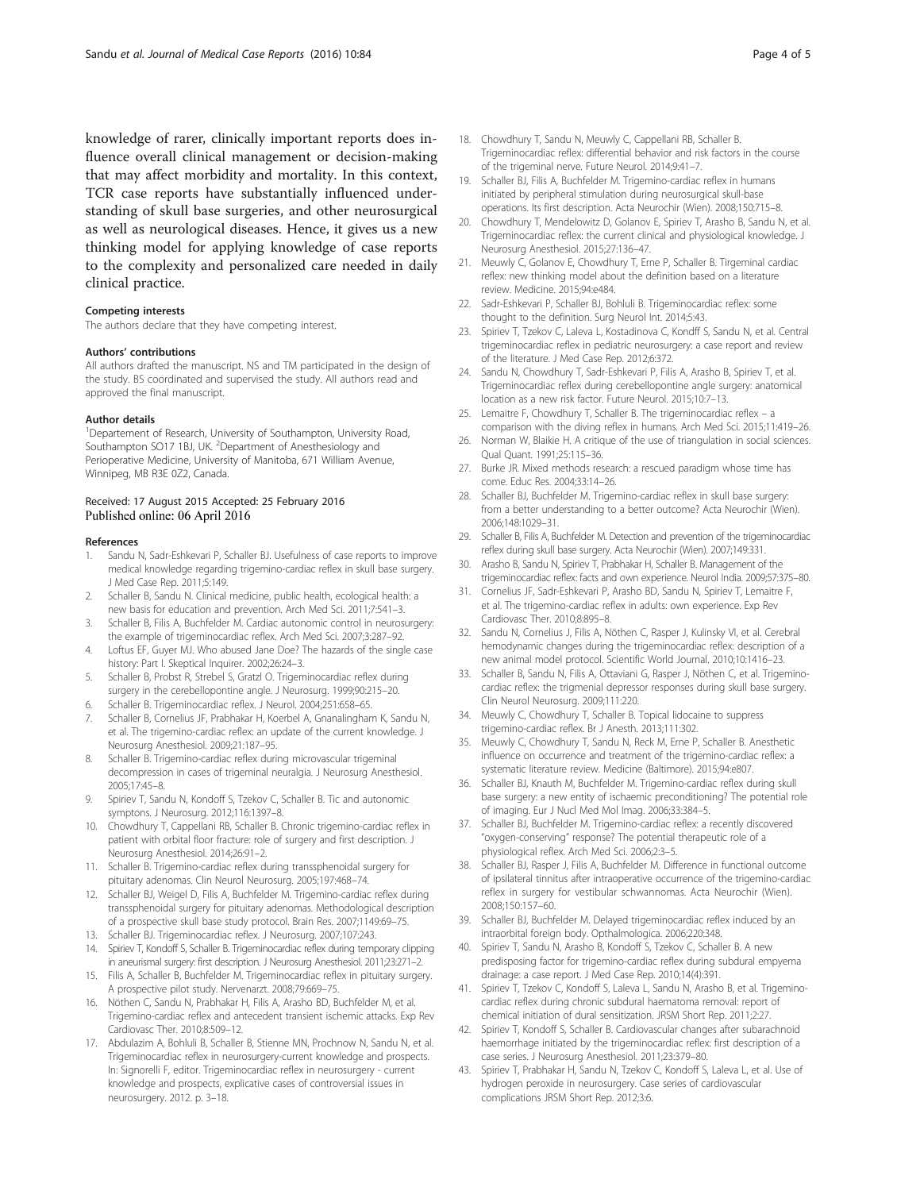knowledge of rarer, clinically important reports does influence overall clinical management or decision-making that may affect morbidity and mortality. In this context, TCR case reports have substantially influenced understanding of skull base surgeries, and other neurosurgical as well as neurological diseases. Hence, it gives us a new thinking model for applying knowledge of case reports to the complexity and personalized care needed in daily clinical practice.

#### Competing interests

The authors declare that they have competing interest.

#### Authors' contributions

All authors drafted the manuscript. NS and TM participated in the design of the study. BS coordinated and supervised the study. All authors read and approved the final manuscript.

#### Author details

[1]Departement of Research, University of Southampton, University Road, Southampton SO17 1BJ, UK. [2]Department of Anesthesiology and Perioperative Medicine, University of Manitoba, 671 William Avenue, Winnipeg, MB R3E 0Z2, Canada.

Received: 17 August 2015 Accepted: 25 February 2016
Published online: 06 April 2016

#### References

1. Sandu N, Sadr-Eshkevari P, Schaller BJ. Usefulness of case reports to improve medical knowledge regarding trigemino-cardiac reflex in skull base surgery. J Med Case Rep. 2011;5:149.
2. Schaller B, Sandu N. Clinical medicine, public health, ecological health: a new basis for education and prevention. Arch Med Sci. 2011;7:541–3.
3. Schaller B, Filis A, Buchfelder M. Cardiac autonomic control in neurosurgery: the example of trigeminocardiac reflex. Arch Med Sci. 2007;3:287–92.
4. Loftus EF, Guyer MJ. Who abused Jane Doe? The hazards of the single case history: Part I. Skeptical Inquirer. 2002;26:24–3.
5. Schaller B, Probst R, Strebel S, Gratzl O. Trigeminocardiac reflex during surgery in the cerebellopontine angle. J Neurosurg. 1999;90:215–20.
6. Schaller B. Trigeminocardiac reflex. J Neurol. 2004;251:658–65.
7. Schaller B, Cornelius JF, Prabhakar H, Koerbel A, Gnanalingham K, Sandu N, et al. The trigemino-cardiac reflex: an update of the current knowledge. J Neurosurg Anesthesiol. 2009;21:187–95.
8. Schaller B. Trigemino-cardiac reflex during microvascular trigeminal decompression in cases of trigeminal neuralgia. J Neurosurg Anesthesiol. 2005;17:45–8.
9. Spiriev T, Sandu N, Kondoff S, Tzekov C, Schaller B. Tic and autonomic symptons. J Neurosurg. 2012;116:1397–8.
10. Chowdhury T, Cappellani RB, Schaller B. Chronic trigemino-cardiac reflex in patient with orbital floor fracture: role of surgery and first description. J Neurosurg Anesthesiol. 2014;26:91–2.
11. Schaller B. Trigemino-cardiac reflex during transsphenoidal surgery for pituitary adenomas. Clin Neurol Neurosurg. 2005;197:468–74.
12. Schaller BJ, Weigel D, Filis A, Buchfelder M. Trigemino-cardiac reflex during transsphenoidal surgery for pituitary adenomas. Methodological description of a prospective skull base study protocol. Brain Res. 2007;1149:69–75.
13. Schaller BJ. Trigeminocardiac reflex. J Neurosurg. 2007;107:243.
14. Spiriev T, Kondoff S, Schaller B. Trigeminocardiac reflex during temporary clipping in aneurismal surgery: first description. J Neurosurg Anesthesiol. 2011;23:271–2.
15. Filis A, Schaller B, Buchfelder M. Trigeminocardiac reflex in pituitary surgery. A prospective pilot study. Nervenarzt. 2008;79:669–75.
16. Nöthen C, Sandu N, Prabhakar H, Filis A, Arasho BD, Buchfelder M, et al. Trigemino-cardiac reflex and antecedent transient ischemic attacks. Exp Rev Cardiovasc Ther. 2010;8:509–12.
17. Abdulazim A, Bohluli B, Schaller B, Stienne MN, Prochnow N, Sandu N, et al. Trigeminocardiac reflex in neurosurgery-current knowledge and prospects. In: Signorelli F, editor. Trigeminocardiac reflex in neurosurgery - current knowledge and prospects, explicative cases of controversial issues in neurosurgery. 2012. p. 3–18.
18. Chowdhury T, Sandu N, Meuwly C, Cappellani RB, Schaller B. Trigeminocardiac reflex: differential behavior and risk factors in the course of the trigeminal nerve. Future Neurol. 2014;9:41–7.
19. Schaller BJ, Filis A, Buchfelder M. Trigemino-cardiac reflex in humans initiated by peripheral stimulation during neurosurgical skull-base operations. Its first description. Acta Neurochir (Wien). 2008;150:715–8.
20. Chowdhury T, Mendelowitz D, Golanov E, Spiriev T, Arasho B, Sandu N, et al. Trigeminocardiac reflex: the current clinical and physiological knowledge. J Neurosurg Anesthesiol. 2015;27:136–47.
21. Meuwly C, Golanov E, Chowdhury T, Erne P, Schaller B. Tirgeminal cardiac reflex: new thinking model about the definition based on a literature review. Medicine. 2015;94:e484.
22. Sadr-Eshkevari P, Schaller BJ, Bohluli B. Trigeminocardiac reflex: some thought to the definition. Surg Neurol Int. 2014;5:43.
23. Spiriev T, Tzekov C, Laleva L, Kostadinova C, Kondff S, Sandu N, et al. Central trigeminocardiac reflex in pediatric neurosurgery: a case report and review of the literature. J Med Case Rep. 2012;6:372.
24. Sandu N, Chowdhury T, Sadr-Eshkevari P, Filis A, Arasho B, Spiriev T, et al. Trigeminocardiac reflex during cerebellopontine angle surgery: anatomical location as a new risk factor. Future Neurol. 2015;10:7–13.
25. Lemaitre F, Chowdhury T, Schaller B. The trigeminocardiac reflex – a comparison with the diving reflex in humans. Arch Med Sci. 2015;11:419–26.
26. Norman W, Blaikie H. A critique of the use of triangulation in social sciences. Qual Quant. 1991;25:115–36.
27. Burke JR. Mixed methods research: a rescued paradigm whose time has come. Educ Res. 2004;33:14–26.
28. Schaller BJ, Buchfelder M. Trigemino-cardiac reflex in skull base surgery: from a better understanding to a better outcome? Acta Neurochir (Wien). 2006;148:1029–31.
29. Schaller B, Filis A, Buchfelder M. Detection and prevention of the trigeminocardiac reflex during skull base surgery. Acta Neurochir (Wien). 2007;149:331.
30. Arasho B, Sandu N, Spiriev T, Prabhakar H, Schaller B. Management of the trigeminocardiac reflex: facts and own experience. Neurol India. 2009;57:375–80.
31. Cornelius JF, Sadr-Eshkevari P, Arasho BD, Sandu N, Spiriev T, Lemaitre F, et al. The trigemino-cardiac reflex in adults: own experience. Exp Rev Cardiovasc Ther. 2010;8:895–8.
32. Sandu N, Cornelius J, Filis A, Nöthen C, Rasper J, Kulinsky VI, et al. Cerebral hemodynamic changes during the trigeminocardiac reflex: description of a new animal model protocol. Scientific World Journal. 2010;10:1416–23.
33. Schaller B, Sandu N, Filis A, Ottaviani G, Rasper J, Nöthen C, et al. Trigemino-cardiac reflex: the trigmenial depressor responses during skull base surgery. Clin Neurol Neurosurg. 2009;111:220.
34. Meuwly C, Chowdhury T, Schaller B. Topical lidocaine to suppress trigemino-cardiac reflex. Br J Anesth. 2013;111:302.
35. Meuwly C, Chowdhury T, Sandu N, Reck M, Erne P, Schaller B. Anesthetic influence on occurrence and treatment of the trigemino-cardiac reflex: a systematic literature review. Medicine (Baltimore). 2015;94:e807.
36. Schaller BJ, Knauth M, Buchfelder M. Trigemino-cardiac reflex during skull base surgery: a new entity of ischaemic preconditioning? The potential role of imaging. Eur J Nucl Med Mol Imag. 2006;33:384–5.
37. Schaller BJ, Buchfelder M. Trigemino-cardiac reflex: a recently discovered "oxygen-conserving" response? The potential therapeutic role of a physiological reflex. Arch Med Sci. 2006;2:3–5.
38. Schaller BJ, Rasper J, Filis A, Buchfelder M. Difference in functional outcome of ipsilateral tinnitus after intraoperative occurrence of the trigemino-cardiac reflex in surgery for vestibular schwannomas. Acta Neurochir (Wien). 2008;150:157–60.
39. Schaller BJ, Buchfelder M. Delayed trigeminocardiac reflex induced by an intraorbital foreign body. Opthalmologica. 2006;220:348.
40. Spiriev T, Sandu N, Arasho B, Kondoff S, Tzekov C, Schaller B. A new predisposing factor for trigemino-cardiac reflex during subdural empyema drainage: a case report. J Med Case Rep. 2010;14(4):391.
41. Spiriev T, Tzekov C, Kondoff S, Laleva L, Sandu N, Arasho B, et al. Trigemino-cardiac reflex during chronic subdural haematoma removal: report of chemical initiation of dural sensitization. JRSM Short Rep. 2011;2:27.
42. Spiriev T, Kondoff S, Schaller B. Cardiovascular changes after subarachnoid haemorrhage initiated by the trigeminocardiac reflex: first description of a case series. J Neurosurg Anesthesiol. 2011;23:379–80.
43. Spiriev T, Prabhakar H, Sandu N, Tzekov C, Kondoff S, Laleva L, et al. Use of hydrogen peroxide in neurosurgery. Case series of cardiovascular complications JRSM Short Rep. 2012;3:6.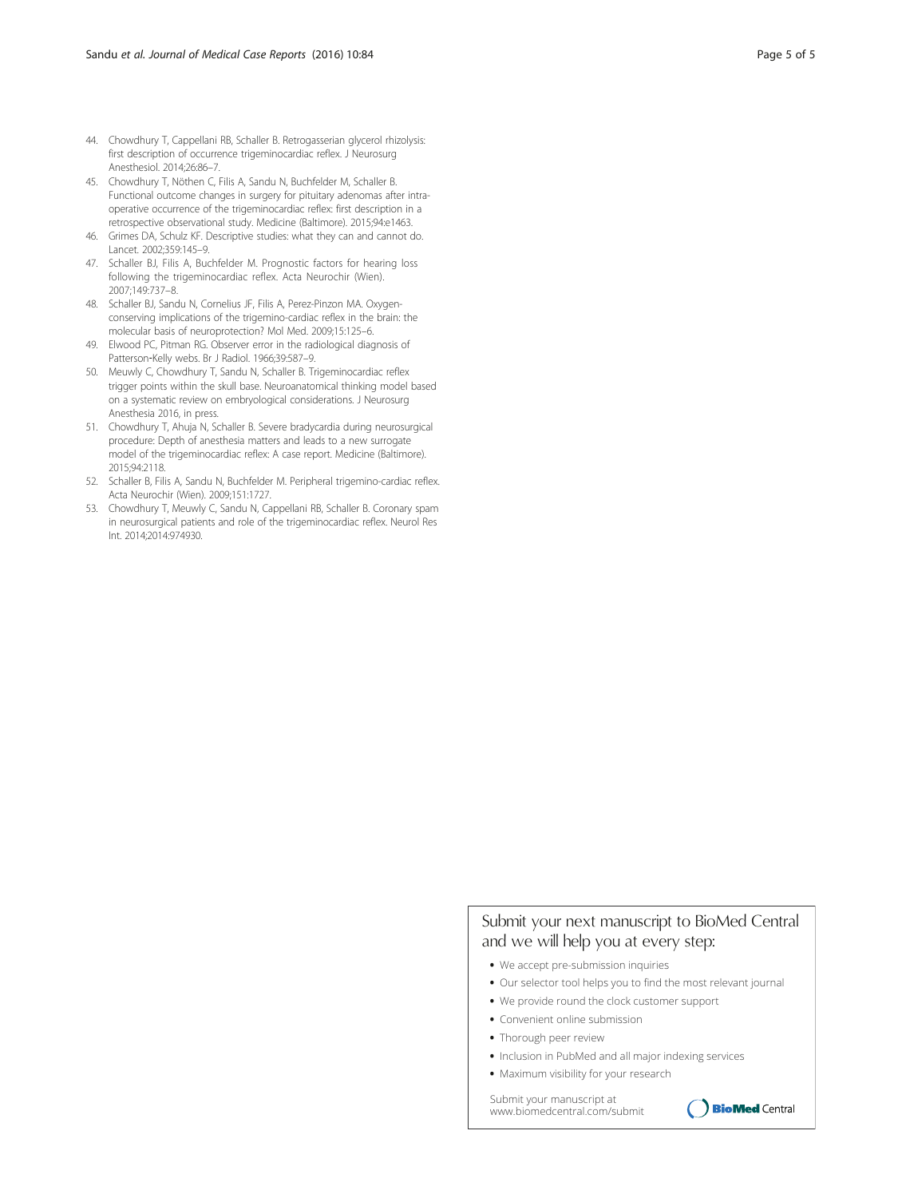44. Chowdhury T, Cappellani RB, Schaller B. Retrogasserian glycerol rhizolysis: first description of occurrence trigeminocardiac reflex. J Neurosurg Anesthesiol. 2014;26:86–7.
45. Chowdhury T, Nöthen C, Filis A, Sandu N, Buchfelder M, Schaller B. Functional outcome changes in surgery for pituitary adenomas after intra-operative occurrence of the trigeminocardiac reflex: first description in a retrospective observational study. Medicine (Baltimore). 2015;94:e1463.
46. Grimes DA, Schulz KF. Descriptive studies: what they can and cannot do. Lancet. 2002;359:145–9.
47. Schaller BJ, Filis A, Buchfelder M. Prognostic factors for hearing loss following the trigeminocardiac reflex. Acta Neurochir (Wien). 2007;149:737–8.
48. Schaller BJ, Sandu N, Cornelius JF, Filis A, Perez-Pinzon MA. Oxygen-conserving implications of the trigemino-cardiac reflex in the brain: the molecular basis of neuroprotection? Mol Med. 2009;15:125–6.
49. Elwood PC, Pitman RG. Observer error in the radiological diagnosis of Patterson-Kelly webs. Br J Radiol. 1966;39:587–9.
50. Meuwly C, Chowdhury T, Sandu N, Schaller B. Trigeminocardiac reflex trigger points within the skull base. Neuroanatomical thinking model based on a systematic review on embryological considerations. J Neurosurg Anesthesia 2016, in press.
51. Chowdhury T, Ahuja N, Schaller B. Severe bradycardia during neurosurgical procedure: Depth of anesthesia matters and leads to a new surrogate model of the trigeminocardiac reflex: A case report. Medicine (Baltimore). 2015;94:2118.
52. Schaller B, Filis A, Sandu N, Buchfelder M. Peripheral trigemino-cardiac reflex. Acta Neurochir (Wien). 2009;151:1727.
53. Chowdhury T, Meuwly C, Sandu N, Cappellani RB, Schaller B. Coronary spam in neurosurgical patients and role of the trigeminocardiac reflex. Neurol Res Int. 2014;2014:974930.

Submit your next manuscript to BioMed Central and we will help you at every step:

- We accept pre-submission inquiries
- Our selector tool helps you to find the most relevant journal
- We provide round the clock customer support
- Convenient online submission
- Thorough peer review
- Inclusion in PubMed and all major indexing services
- Maximum visibility for your research

Submit your manuscript at www.biomedcentral.com/submit

BioMed Central